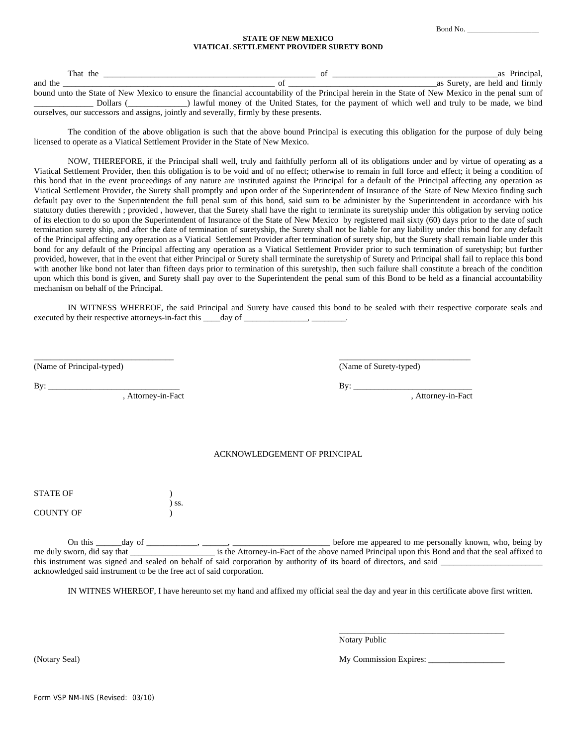Bond No. ___________________

**STATE OF NEW MEXICO**
**VIATICAL SETTLEMENT PROVIDER SURETY BOND**

That the _________________________________________________ of ______________________________________as Principal, and the ____________________________________________ of ____________________________as Surety, are held and firmly bound unto the State of New Mexico to ensure the financial accountability of the Principal herein in the State of New Mexico in the penal sum of ______________ Dollars (______________) lawful money of the United States, for the payment of which well and truly to be made, we bind ourselves, our successors and assigns, jointly and severally, firmly by these presents.

The condition of the above obligation is such that the above bound Principal is executing this obligation for the purpose of duly being licensed to operate as a Viatical Settlement Provider in the State of New Mexico.

NOW, THEREFORE, if the Principal shall well, truly and faithfully perform all of its obligations under and by virtue of operating as a Viatical Settlement Provider, then this obligation is to be void and of no effect; otherwise to remain in full force and effect; it being a condition of this bond that in the event proceedings of any nature are instituted against the Principal for a default of the Principal affecting any operation as Viatical Settlement Provider, the Surety shall promptly and upon order of the Superintendent of Insurance of the State of New Mexico finding such default pay over to the Superintendent the full penal sum of this bond, said sum to be administer by the Superintendent in accordance with his statutory duties therewith ; provided , however, that the Surety shall have the right to terminate its suretyship under this obligation by serving notice of its election to do so upon the Superintendent of Insurance of the State of New Mexico by registered mail sixty (60) days prior to the date of such termination surety ship, and after the date of termination of suretyship, the Surety shall not be liable for any liability under this bond for any default of the Principal affecting any operation as a Viatical Settlement Provider after termination of surety ship, but the Surety shall remain liable under this bond for any default of the Principal affecting any operation as a Viatical Settlement Provider prior to such termination of suretyship; but further provided, however, that in the event that either Principal or Surety shall terminate the suretyship of Surety and Principal shall fail to replace this bond with another like bond not later than fifteen days prior to termination of this suretyship, then such failure shall constitute a breach of the condition upon which this bond is given, and Surety shall pay over to the Superintendent the penal sum of this Bond to be held as a financial accountability mechanism on behalf of the Principal.

IN WITNESS WHEREOF, the said Principal and Surety have caused this bond to be sealed with their respective corporate seals and executed by their respective attorneys-in-fact this ____day of _______________, ________.

________________________________
(Name of Principal-typed)

By: ______________________________
, Attorney-in-Fact

______________________________
(Name of Surety-typed)

By: ___________________________
, Attorney-in-Fact

ACKNOWLEDGEMENT OF PRINCIPAL

STATE OF )
) ss.
COUNTY OF )

On this ______day of ____________, ______, _______________________ before me appeared to me personally known, who, being by me duly sworn, did say that ____________________ is the Attorney-in-Fact of the above named Principal upon this Bond and that the seal affixed to this instrument was signed and sealed on behalf of said corporation by authority of its board of directors, and said ________________________ acknowledged said instrument to be the free act of said corporation.

IN WITNES WHEREOF, I have hereunto set my hand and affixed my official seal the day and year in this certificate above first written.

______________________________________
Notary Public

(Notary Seal)

My Commission Expires: __________________

Form VSP NM-INS (Revised: 03/10)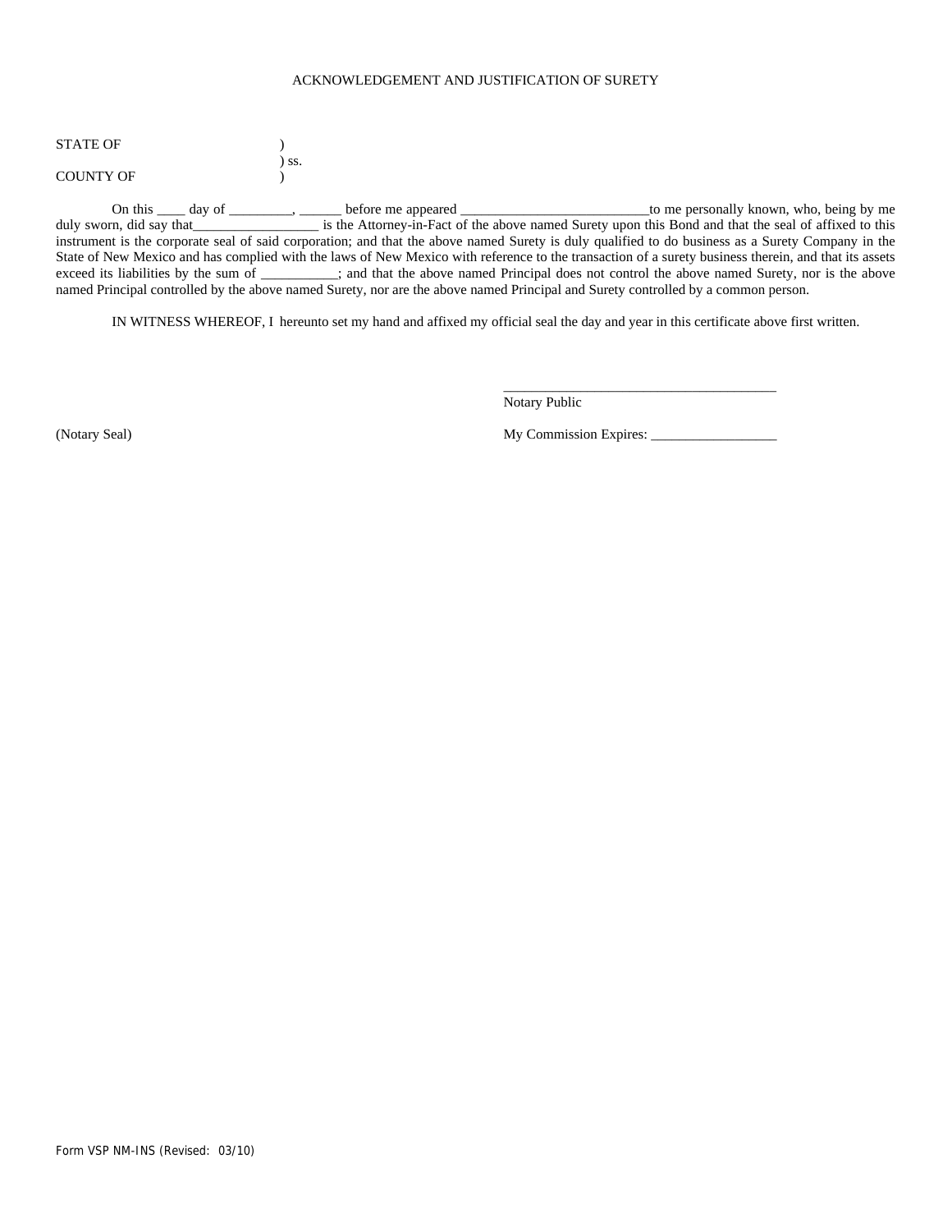# ACKNOWLEDGEMENT AND JUSTIFICATION OF SURETY

STATE OF )
) ss.
COUNTY OF )

On this ____ day of _________, ______ before me appeared ___________________________to me personally known, who, being by me duly sworn, did say that__________________ is the Attorney-in-Fact of the above named Surety upon this Bond and that the seal of affixed to this instrument is the corporate seal of said corporation; and that the above named Surety is duly qualified to do business as a Surety Company in the State of New Mexico and has complied with the laws of New Mexico with reference to the transaction of a surety business therein, and that its assets exceed its liabilities by the sum of ___________; and that the above named Principal does not control the above named Surety, nor is the above named Principal controlled by the above named Surety, nor are the above named Principal and Surety controlled by a common person.

IN WITNESS WHEREOF, I hereunto set my hand and affixed my official seal the day and year in this certificate above first written.

_______________________________________
Notary Public

(Notary Seal)

My Commission Expires: __________________

Form VSP NM-INS (Revised: 03/10)